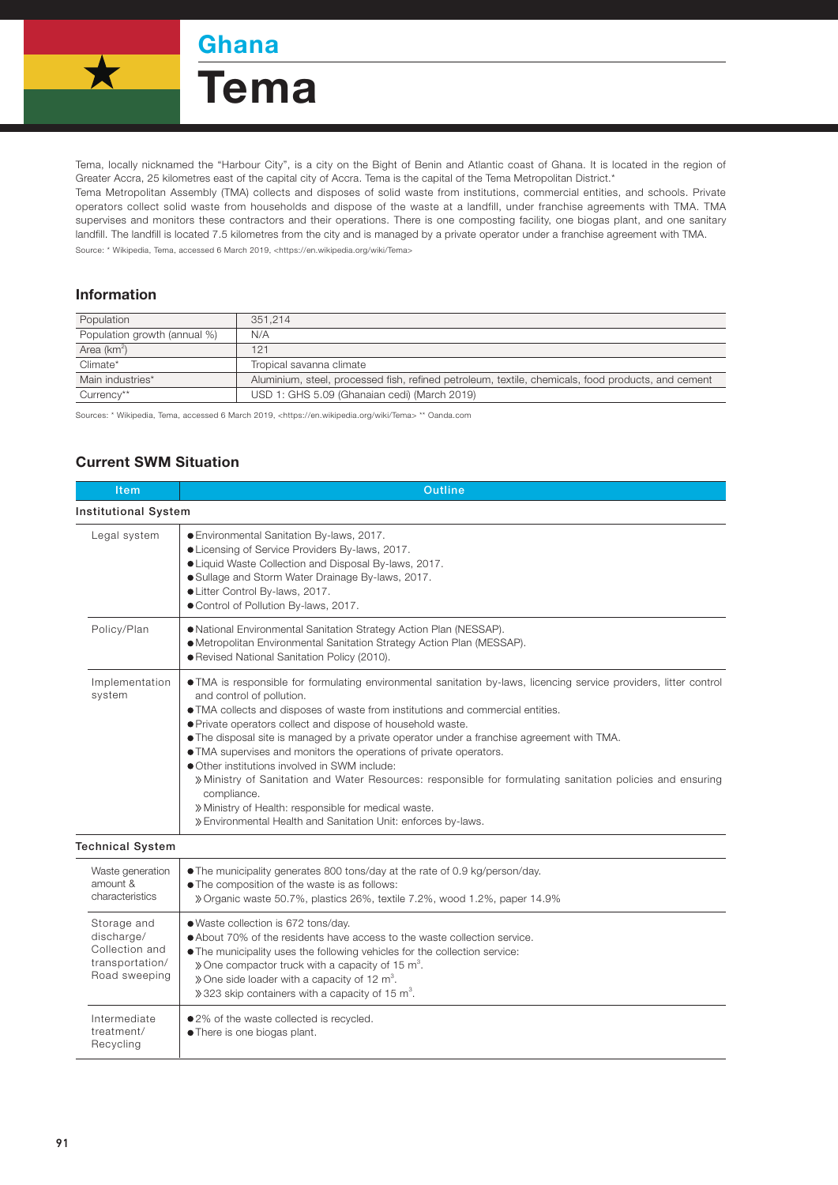# Ghana

# Tema

Tema, locally nicknamed the "Harbour City", is a city on the Bight of Benin and Atlantic coast of Ghana. It is located in the region of Greater Accra, 25 kilometres east of the capital city of Accra. Tema is the capital of the Tema Metropolitan District.*

Tema Metropolitan Assembly (TMA) collects and disposes of solid waste from institutions, commercial entities, and schools. Private operators collect solid waste from households and dispose of the waste at a landfill, under franchise agreements with TMA. TMA supervises and monitors these contractors and their operations. There is one composting facility, one biogas plant, and one sanitary landfill. The landfill is located 7.5 kilometres from the city and is managed by a private operator under a franchise agreement with TMA.

Source: * Wikipedia, Tema, accessed 6 March 2019, <https://en.wikipedia.org/wiki/Tema>

## Information

| | |
|---|---|
| Population | 351,214 |
| Population growth (annual %) | N/A |
| Area (km$^2$) | 121 |
| Climate* | Tropical savanna climate |
| Main industries* | Aluminium, steel, processed fish, refined petroleum, textile, chemicals, food products, and cement |
| Currency** | USD 1: GHS 5.09 (Ghanaian cedi) (March 2019) |

Sources: * Wikipedia, Tema, accessed 6 March 2019, <https://en.wikipedia.org/wiki/Tema> ** Oanda.com

## Current SWM Situation

| Item | Outline |
|---|---|
| **Institutional System** | |
| Legal system | ● Environmental Sanitation By-laws, 2017.<br>● Licensing of Service Providers By-laws, 2017.<br>● Liquid Waste Collection and Disposal By-laws, 2017.<br>● Sullage and Storm Water Drainage By-laws, 2017.<br>● Litter Control By-laws, 2017.<br>● Control of Pollution By-laws, 2017. |
| Policy/Plan | ● National Environmental Sanitation Strategy Action Plan (NESSAP).<br>● Metropolitan Environmental Sanitation Strategy Action Plan (MESSAP).<br>● Revised National Sanitation Policy (2010). |
| Implementation system | ● TMA is responsible for formulating environmental sanitation by-laws, licencing service providers, litter control and control of pollution.<br>● TMA collects and disposes of waste from institutions and commercial entities.<br>● Private operators collect and dispose of household waste.<br>● The disposal site is managed by a private operator under a franchise agreement with TMA.<br>● TMA supervises and monitors the operations of private operators.<br>● Other institutions involved in SWM include:<br>» Ministry of Sanitation and Water Resources: responsible for formulating sanitation policies and ensuring compliance.<br>» Ministry of Health: responsible for medical waste.<br>» Environmental Health and Sanitation Unit: enforces by-laws. |
| **Technical System** | |
| Waste generation amount & characteristics | ● The municipality generates 800 tons/day at the rate of 0.9 kg/person/day.<br>● The composition of the waste is as follows:<br>» Organic waste 50.7%, plastics 26%, textile 7.2%, wood 1.2%, paper 14.9% |
| Storage and discharge/ Collection and transportation/ Road sweeping | ● Waste collection is 672 tons/day.<br>● About 70% of the residents have access to the waste collection service.<br>● The municipality uses the following vehicles for the collection service:<br>» One compactor truck with a capacity of 15 m$^3$.<br>» One side loader with a capacity of 12 m$^3$.<br>» 323 skip containers with a capacity of 15 m$^3$. |
| Intermediate treatment/ Recycling | ● 2% of the waste collected is recycled.<br>● There is one biogas plant. |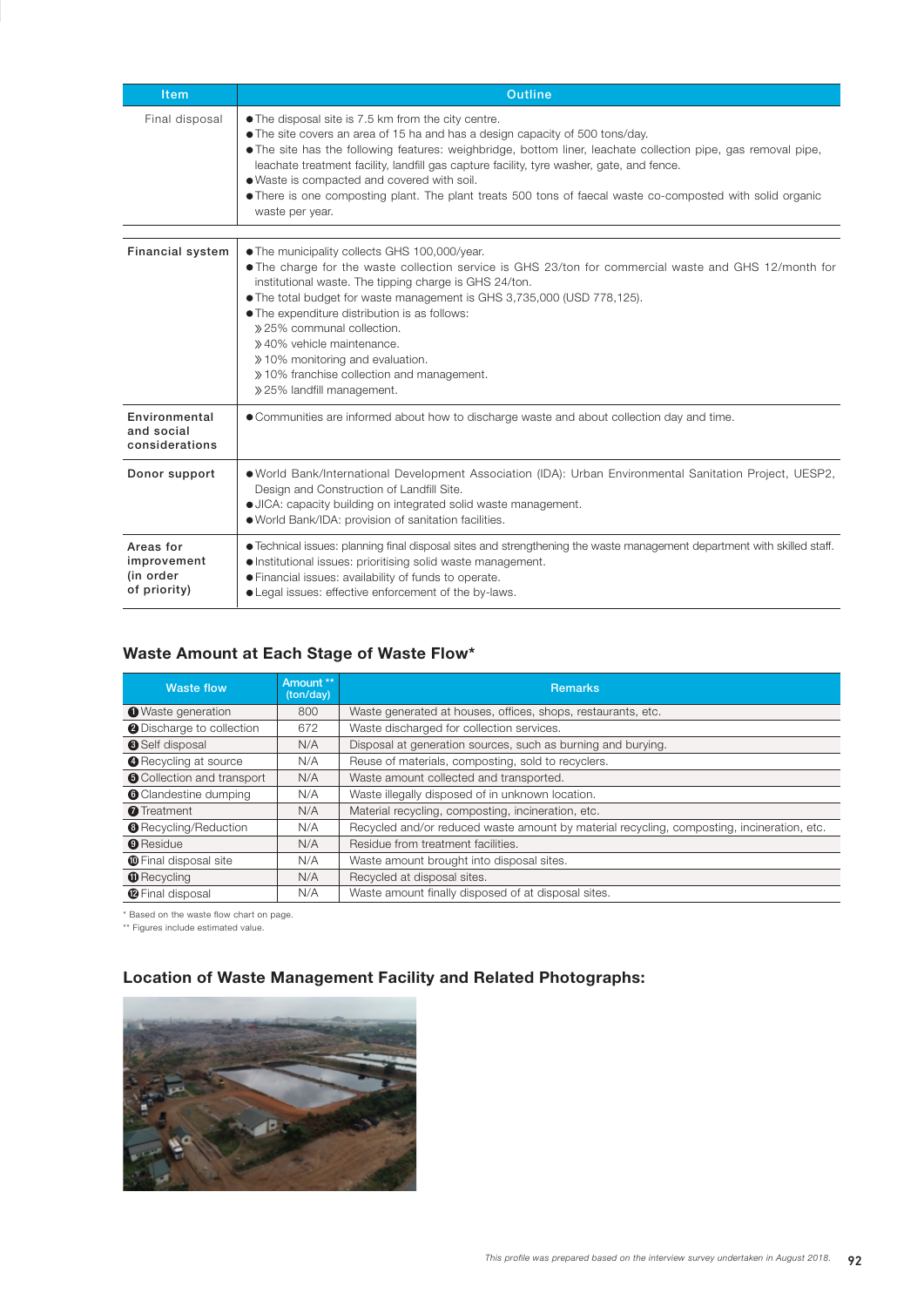| Item | Outline |
| --- | --- |
| Final disposal | ● The disposal site is 7.5 km from the city centre.<br>● The site covers an area of 15 ha and has a design capacity of 500 tons/day.<br>● The site has the following features: weighbridge, bottom liner, leachate collection pipe, gas removal pipe, leachate treatment facility, landfill gas capture facility, tyre washer, gate, and fence.<br>● Waste is compacted and covered with soil.<br>● There is one composting plant. The plant treats 500 tons of faecal waste co-composted with solid organic waste per year. |
| **Financial system** | ● The municipality collects GHS 100,000/year.<br>● The charge for the waste collection service is GHS 23/ton for commercial waste and GHS 12/month for institutional waste. The tipping charge is GHS 24/ton.<br>● The total budget for waste management is GHS 3,735,000 (USD 778,125).<br>● The expenditure distribution is as follows:<br>» 25% communal collection.<br>» 40% vehicle maintenance.<br>» 10% monitoring and evaluation.<br>» 10% franchise collection and management.<br>» 25% landfill management. |
| **Environmental and social considerations** | ● Communities are informed about how to discharge waste and about collection day and time. |
| **Donor support** | ● World Bank/International Development Association (IDA): Urban Environmental Sanitation Project, UESP2, Design and Construction of Landfill Site.<br>● JICA: capacity building on integrated solid waste management.<br>● World Bank/IDA: provision of sanitation facilities. |
| **Areas for improvement (in order of priority)** | ● Technical issues: planning final disposal sites and strengthening the waste management department with skilled staff.<br>● Institutional issues: prioritising solid waste management.<br>● Financial issues: availability of funds to operate.<br>● Legal issues: effective enforcement of the by-laws. |

## Waste Amount at Each Stage of Waste Flow*

| Waste flow | Amount ** (ton/day) | Remarks |
| --- | --- | --- |
| ❶ Waste generation | 800 | Waste generated at houses, offices, shops, restaurants, etc. |
| ❷ Discharge to collection | 672 | Waste discharged for collection services. |
| ❸ Self disposal | N/A | Disposal at generation sources, such as burning and burying. |
| ❹ Recycling at source | N/A | Reuse of materials, composting, sold to recyclers. |
| ❺ Collection and transport | N/A | Waste amount collected and transported. |
| ❻ Clandestine dumping | N/A | Waste illegally disposed of in unknown location. |
| ❼ Treatment | N/A | Material recycling, composting, incineration, etc. |
| ❽ Recycling/Reduction | N/A | Recycled and/or reduced waste amount by material recycling, composting, incineration, etc. |
| ❾ Residue | N/A | Residue from treatment facilities. |
| ❿ Final disposal site | N/A | Waste amount brought into disposal sites. |
| ⓫ Recycling | N/A | Recycled at disposal sites. |
| ⓬ Final disposal | N/A | Waste amount finally disposed of at disposal sites. |

\* Based on the waste flow chart on page.

\*\* Figures include estimated value.

## Location of Waste Management Facility and Related Photographs:

*This profile was prepared based on the interview survey undertaken in August 2018.*